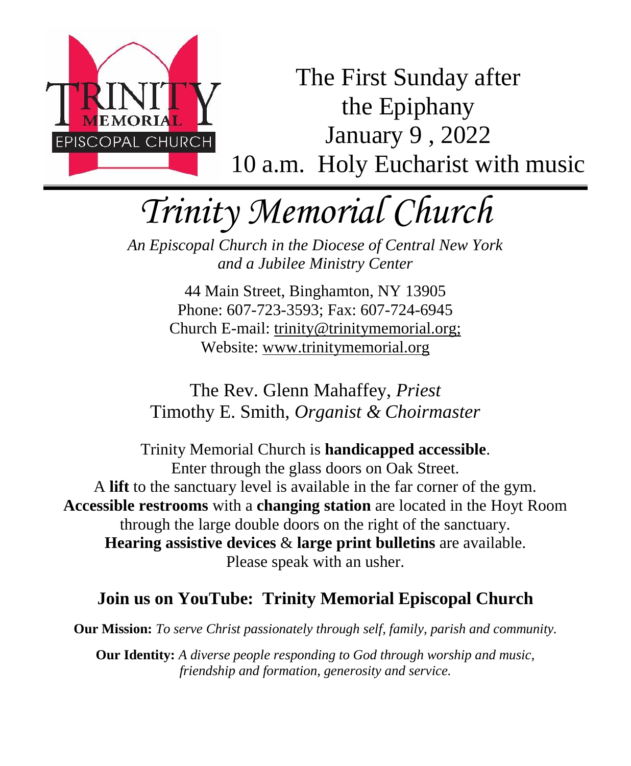TRINITY MEMORIAL EPISCOPAL CHURCH

The First Sunday after the Epiphany
January 9 , 2022
10 a.m. Holy Eucharist with music

---

# *Trinity Memorial Church*

*An Episcopal Church in the Diocese of Central New York and a Jubilee Ministry Center*

44 Main Street, Binghamton, NY 13905
Phone: 607-723-3593; Fax: 607-724-6945
Church E-mail: trinity@trinitymemorial.org;
Website: www.trinitymemorial.org

The Rev. Glenn Mahaffey, *Priest*
Timothy E. Smith, *Organist & Choirmaster*

Trinity Memorial Church is **handicapped accessible**.
Enter through the glass doors on Oak Street.
A **lift** to the sanctuary level is available in the far corner of the gym.
**Accessible restrooms** with a **changing station** are located in the Hoyt Room through the large double doors on the right of the sanctuary.
**Hearing assistive devices** & **large print bulletins** are available.
Please speak with an usher.

## Join us on YouTube: Trinity Memorial Episcopal Church

**Our Mission:** *To serve Christ passionately through self, family, parish and community.*

**Our Identity:** *A diverse people responding to God through worship and music, friendship and formation, generosity and service.*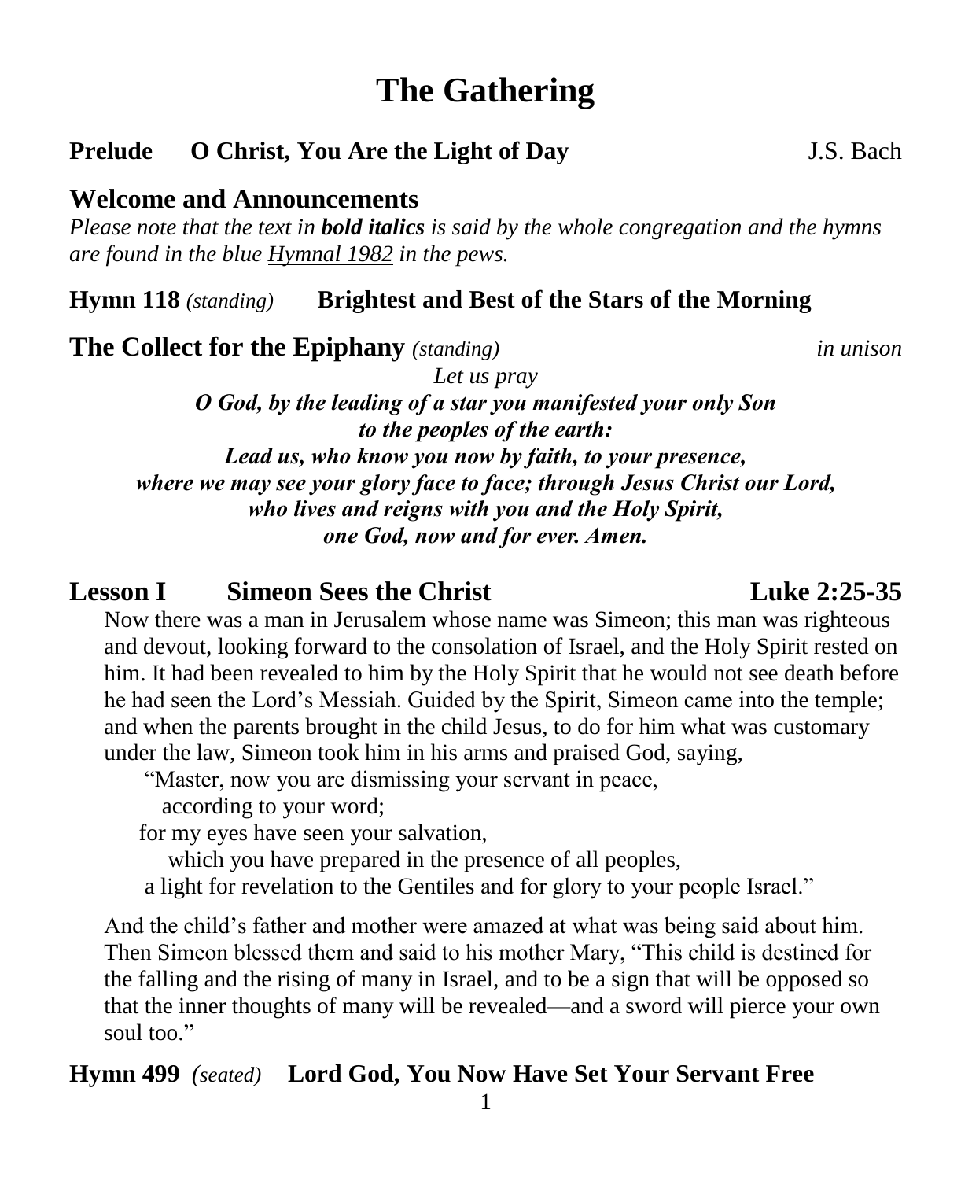# The Gathering

**Prelude O Christ, You Are the Light of Day** J.S. Bach

## Welcome and Announcements

*Please note that the text in **bold italics** is said by the whole congregation and the hymns are found in the blue Hymnal 1982 in the pews.*

**Hymn 118** *(standing)* **Brightest and Best of the Stars of the Morning**

## The Collect for the Epiphany *(standing)* *in unison*

*Let us pray*

***O God, by the leading of a star you manifested your only Son to the peoples of the earth: Lead us, who know you now by faith, to your presence, where we may see your glory face to face; through Jesus Christ our Lord, who lives and reigns with you and the Holy Spirit, one God, now and for ever. Amen.***

## Lesson I Simeon Sees the Christ Luke 2:25-35

Now there was a man in Jerusalem whose name was Simeon; this man was righteous and devout, looking forward to the consolation of Israel, and the Holy Spirit rested on him. It had been revealed to him by the Holy Spirit that he would not see death before he had seen the Lord's Messiah. Guided by the Spirit, Simeon came into the temple; and when the parents brought in the child Jesus, to do for him what was customary under the law, Simeon took him in his arms and praised God, saying,

"Master, now you are dismissing your servant in peace,
according to your word;
for my eyes have seen your salvation,
which you have prepared in the presence of all peoples,
a light for revelation to the Gentiles and for glory to your people Israel."

And the child's father and mother were amazed at what was being said about him. Then Simeon blessed them and said to his mother Mary, "This child is destined for the falling and the rising of many in Israel, and to be a sign that will be opposed so that the inner thoughts of many will be revealed—and a sword will pierce your own soul too."

**Hymn 499** *(seated)* **Lord God, You Now Have Set Your Servant Free**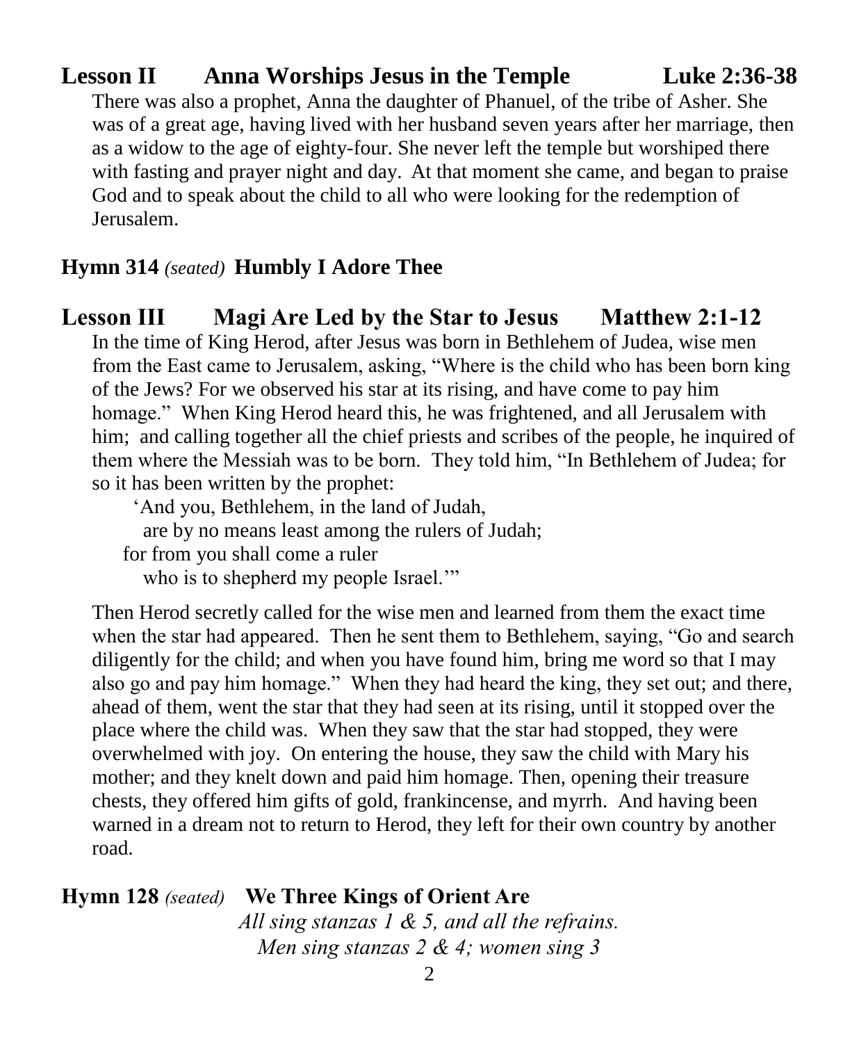## Lesson II Anna Worships Jesus in the Temple Luke 2:36-38

There was also a prophet, Anna the daughter of Phanuel, of the tribe of Asher. She was of a great age, having lived with her husband seven years after her marriage, then as a widow to the age of eighty-four. She never left the temple but worshiped there with fasting and prayer night and day. At that moment she came, and began to praise God and to speak about the child to all who were looking for the redemption of Jerusalem.

**Hymn 314** *(seated)* **Humbly I Adore Thee**

## Lesson III Magi Are Led by the Star to Jesus Matthew 2:1-12

In the time of King Herod, after Jesus was born in Bethlehem of Judea, wise men from the East came to Jerusalem, asking, "Where is the child who has been born king of the Jews? For we observed his star at its rising, and have come to pay him homage." When King Herod heard this, he was frightened, and all Jerusalem with him; and calling together all the chief priests and scribes of the people, he inquired of them where the Messiah was to be born. They told him, "In Bethlehem of Judea; for so it has been written by the prophet:

'And you, Bethlehem, in the land of Judah,
are by no means least among the rulers of Judah;
for from you shall come a ruler
who is to shepherd my people Israel.'"

Then Herod secretly called for the wise men and learned from them the exact time when the star had appeared. Then he sent them to Bethlehem, saying, "Go and search diligently for the child; and when you have found him, bring me word so that I may also go and pay him homage." When they had heard the king, they set out; and there, ahead of them, went the star that they had seen at its rising, until it stopped over the place where the child was. When they saw that the star had stopped, they were overwhelmed with joy. On entering the house, they saw the child with Mary his mother; and they knelt down and paid him homage. Then, opening their treasure chests, they offered him gifts of gold, frankincense, and myrrh. And having been warned in a dream not to return to Herod, they left for their own country by another road.

**Hymn 128** *(seated)* **We Three Kings of Orient Are**

*All sing stanzas 1 & 5, and all the refrains.*
*Men sing stanzas 2 & 4; women sing 3*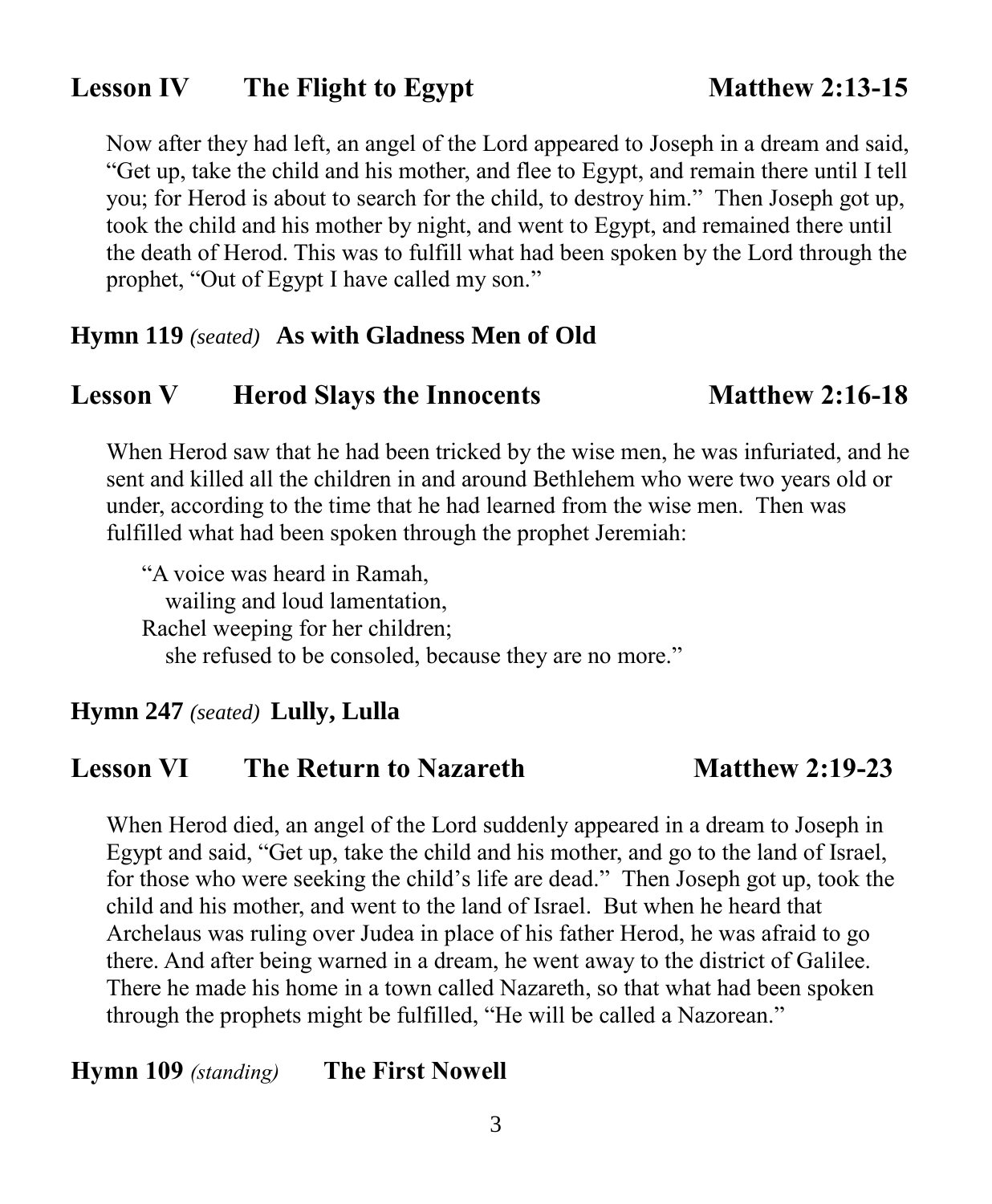## Lesson IV The Flight to Egypt Matthew 2:13-15

Now after they had left, an angel of the Lord appeared to Joseph in a dream and said, "Get up, take the child and his mother, and flee to Egypt, and remain there until I tell you; for Herod is about to search for the child, to destroy him." Then Joseph got up, took the child and his mother by night, and went to Egypt, and remained there until the death of Herod. This was to fulfill what had been spoken by the Lord through the prophet, "Out of Egypt I have called my son."

**Hymn 119** *(seated)* **As with Gladness Men of Old**

## Lesson V Herod Slays the Innocents Matthew 2:16-18

When Herod saw that he had been tricked by the wise men, he was infuriated, and he sent and killed all the children in and around Bethlehem who were two years old or under, according to the time that he had learned from the wise men. Then was fulfilled what had been spoken through the prophet Jeremiah:

"A voice was heard in Ramah,  
wailing and loud lamentation,  
Rachel weeping for her children;  
she refused to be consoled, because they are no more."

**Hymn 247** *(seated)* **Lully, Lulla**

## Lesson VI The Return to Nazareth Matthew 2:19-23

When Herod died, an angel of the Lord suddenly appeared in a dream to Joseph in Egypt and said, "Get up, take the child and his mother, and go to the land of Israel, for those who were seeking the child's life are dead." Then Joseph got up, took the child and his mother, and went to the land of Israel. But when he heard that Archelaus was ruling over Judea in place of his father Herod, he was afraid to go there. And after being warned in a dream, he went away to the district of Galilee. There he made his home in a town called Nazareth, so that what had been spoken through the prophets might be fulfilled, "He will be called a Nazorean."

**Hymn 109** *(standing)* **The First Nowell**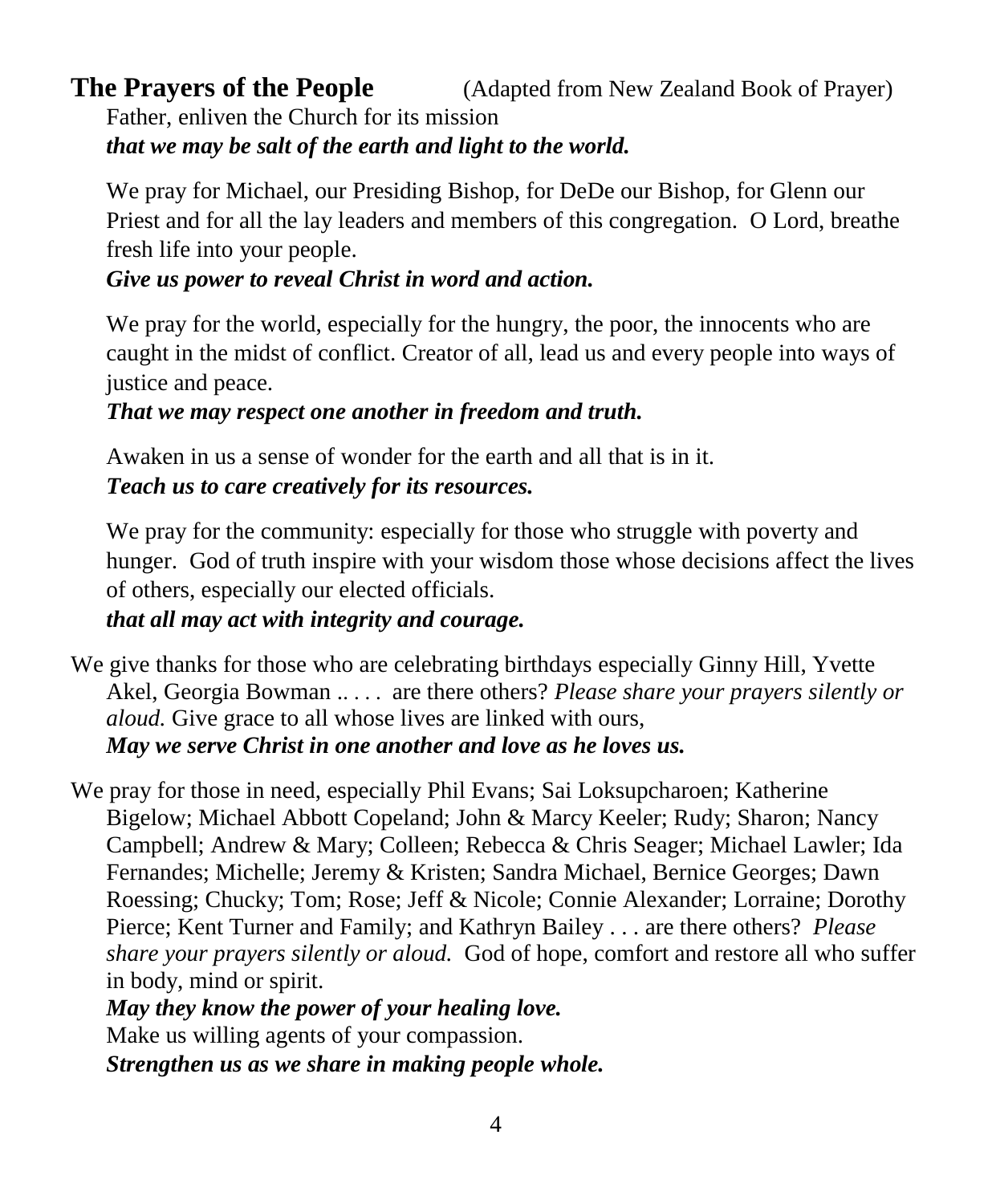## The Prayers of the People (Adapted from New Zealand Book of Prayer)

Father, enliven the Church for its mission
***that we may be salt of the earth and light to the world.***

We pray for Michael, our Presiding Bishop, for DeDe our Bishop, for Glenn our Priest and for all the lay leaders and members of this congregation. O Lord, breathe fresh life into your people.
***Give us power to reveal Christ in word and action.***

We pray for the world, especially for the hungry, the poor, the innocents who are caught in the midst of conflict. Creator of all, lead us and every people into ways of justice and peace.
***That we may respect one another in freedom and truth.***

Awaken in us a sense of wonder for the earth and all that is in it.
***Teach us to care creatively for its resources.***

We pray for the community: especially for those who struggle with poverty and hunger. God of truth inspire with your wisdom those whose decisions affect the lives of others, especially our elected officials.
***that all may act with integrity and courage.***

We give thanks for those who are celebrating birthdays especially Ginny Hill, Yvette Akel, Georgia Bowman .. . . . are there others? *Please share your prayers silently or aloud.* Give grace to all whose lives are linked with ours,
***May we serve Christ in one another and love as he loves us.***

We pray for those in need, especially Phil Evans; Sai Loksupcharoen; Katherine Bigelow; Michael Abbott Copeland; John & Marcy Keeler; Rudy; Sharon; Nancy Campbell; Andrew & Mary; Colleen; Rebecca & Chris Seager; Michael Lawler; Ida Fernandes; Michelle; Jeremy & Kristen; Sandra Michael, Bernice Georges; Dawn Roessing; Chucky; Tom; Rose; Jeff & Nicole; Connie Alexander; Lorraine; Dorothy Pierce; Kent Turner and Family; and Kathryn Bailey . . . are there others? *Please share your prayers silently or aloud.* God of hope, comfort and restore all who suffer in body, mind or spirit.
***May they know the power of your healing love.***
Make us willing agents of your compassion.
***Strengthen us as we share in making people whole.***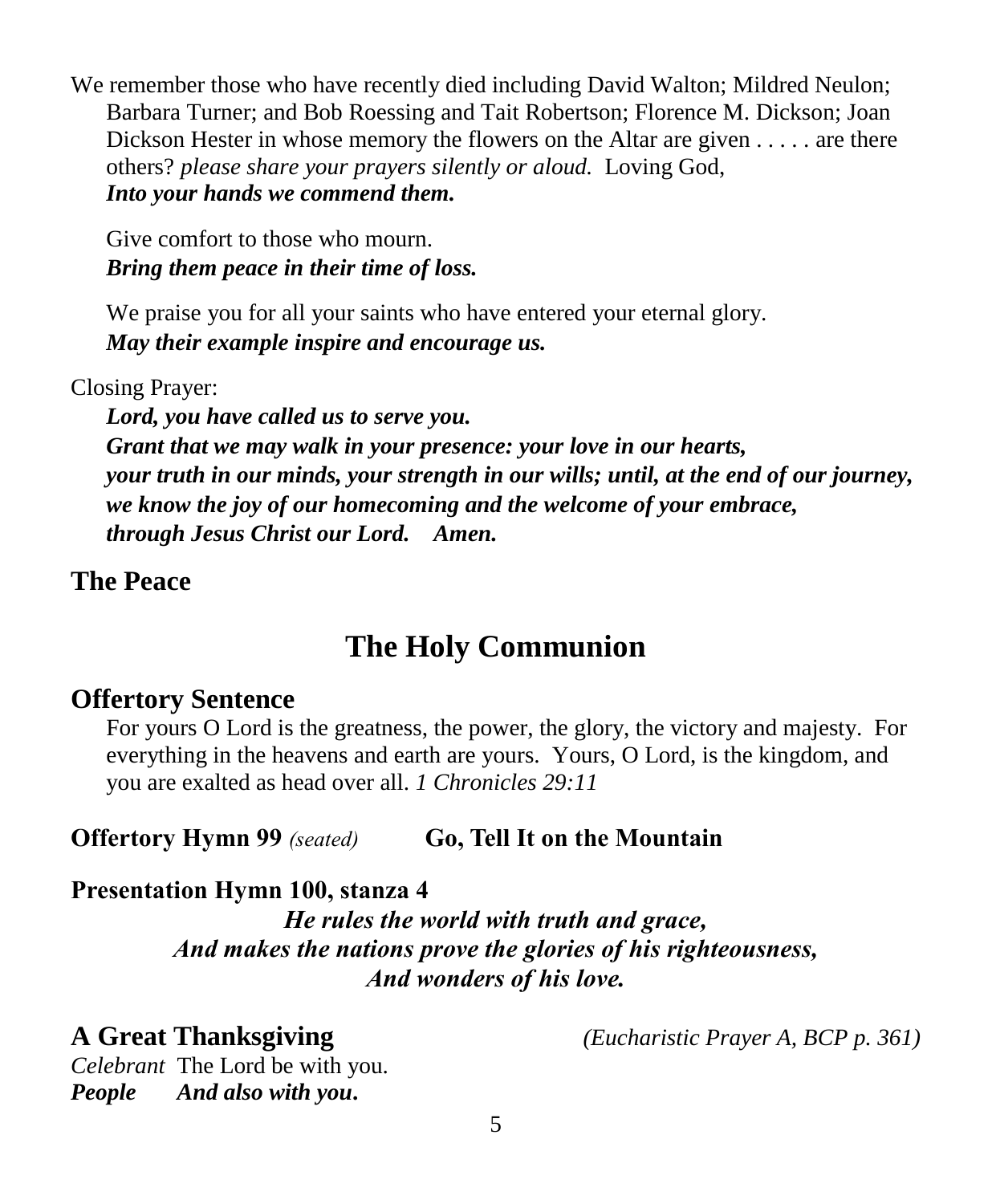We remember those who have recently died including David Walton; Mildred Neulon; Barbara Turner; and Bob Roessing and Tait Robertson; Florence M. Dickson; Joan Dickson Hester in whose memory the flowers on the Altar are given . . . . . are there others? *please share your prayers silently or aloud.* Loving God,
***Into your hands we commend them.***

Give comfort to those who mourn.
***Bring them peace in their time of loss.***

We praise you for all your saints who have entered your eternal glory.
***May their example inspire and encourage us.***

Closing Prayer:

***Lord, you have called us to serve you.***
***Grant that we may walk in your presence: your love in our hearts,***
***your truth in our minds, your strength in our wills; until, at the end of our journey,***
***we know the joy of our homecoming and the welcome of your embrace,***
***through Jesus Christ our Lord. Amen.***

## The Peace

# The Holy Communion

## Offertory Sentence

For yours O Lord is the greatness, the power, the glory, the victory and majesty. For everything in the heavens and earth are yours. Yours, O Lord, is the kingdom, and you are exalted as head over all. *1 Chronicles 29:11*

**Offertory Hymn 99** *(seated)* **Go, Tell It on the Mountain**

**Presentation Hymn 100, stanza 4**

***He rules the world with truth and grace,***
***And makes the nations prove the glories of his righteousness,***
***And wonders of his love.***

## A Great Thanksgiving

*(Eucharistic Prayer A, BCP p. 361)*

*Celebrant* The Lord be with you.
***People And also with you.***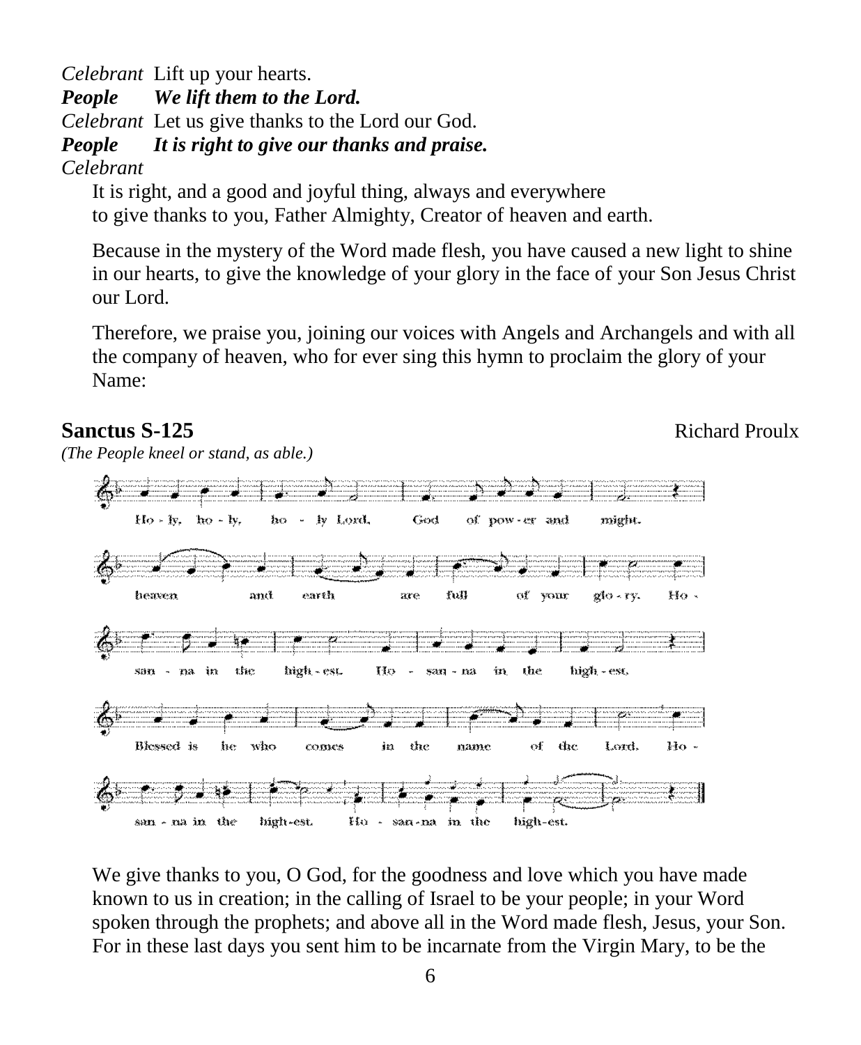*Celebrant* Lift up your hearts.

***People*** ***We lift them to the Lord.***

*Celebrant* Let us give thanks to the Lord our God.

***People*** ***It is right to give our thanks and praise.***

*Celebrant*

It is right, and a good and joyful thing, always and everywhere to give thanks to you, Father Almighty, Creator of heaven and earth.

Because in the mystery of the Word made flesh, you have caused a new light to shine in our hearts, to give the knowledge of your glory in the face of your Son Jesus Christ our Lord.

Therefore, we praise you, joining our voices with Angels and Archangels and with all the company of heaven, who for ever sing this hymn to proclaim the glory of your Name:

**Sanctus S-125** Richard Proulx

*(The People kneel or stand, as able.)*

Ho - ly, ho - ly, ho - ly Lord, God of pow - er and might. heaven and earth are full of your glo - ry. Ho - san - na in the high - est. Ho - san - na in the high - est. Blessed is he who comes in the name of the Lord. Ho - san - na in the high-est. Ho - san-na in the high-est.

We give thanks to you, O God, for the goodness and love which you have made known to us in creation; in the calling of Israel to be your people; in your Word spoken through the prophets; and above all in the Word made flesh, Jesus, your Son. For in these last days you sent him to be incarnate from the Virgin Mary, to be the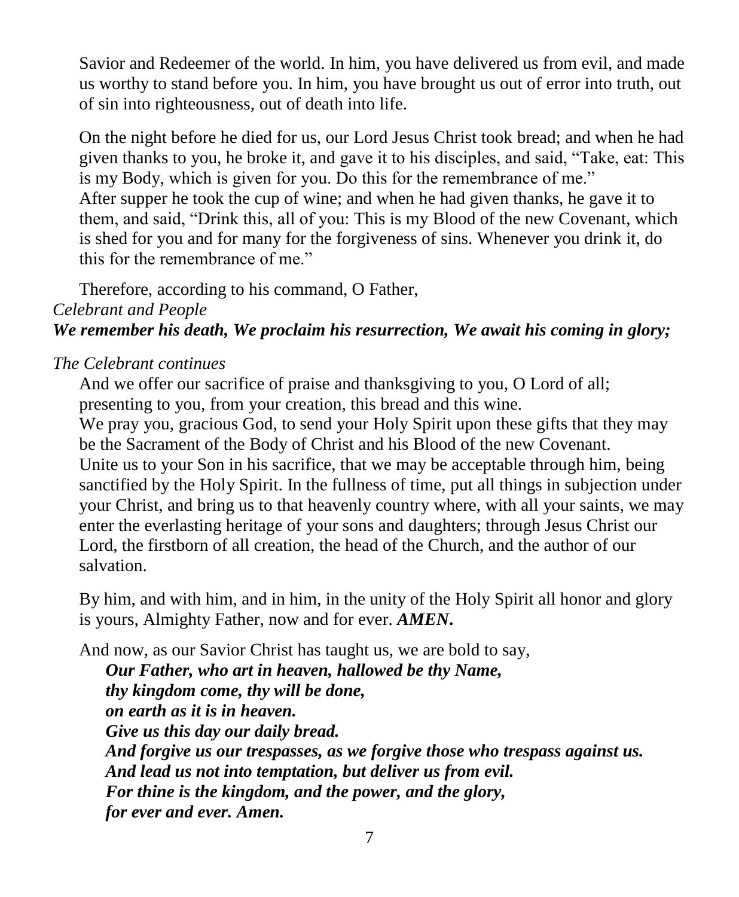Savior and Redeemer of the world. In him, you have delivered us from evil, and made us worthy to stand before you. In him, you have brought us out of error into truth, out of sin into righteousness, out of death into life.

On the night before he died for us, our Lord Jesus Christ took bread; and when he had given thanks to you, he broke it, and gave it to his disciples, and said, "Take, eat: This is my Body, which is given for you. Do this for the remembrance of me."
After supper he took the cup of wine; and when he had given thanks, he gave it to them, and said, "Drink this, all of you: This is my Blood of the new Covenant, which is shed for you and for many for the forgiveness of sins. Whenever you drink it, do this for the remembrance of me."

Therefore, according to his command, O Father,

*Celebrant and People*

***We remember his death, We proclaim his resurrection, We await his coming in glory;***

*The Celebrant continues*

And we offer our sacrifice of praise and thanksgiving to you, O Lord of all; presenting to you, from your creation, this bread and this wine.
We pray you, gracious God, to send your Holy Spirit upon these gifts that they may be the Sacrament of the Body of Christ and his Blood of the new Covenant.
Unite us to your Son in his sacrifice, that we may be acceptable through him, being sanctified by the Holy Spirit. In the fullness of time, put all things in subjection under your Christ, and bring us to that heavenly country where, with all your saints, we may enter the everlasting heritage of your sons and daughters; through Jesus Christ our Lord, the firstborn of all creation, the head of the Church, and the author of our salvation.

By him, and with him, and in him, in the unity of the Holy Spirit all honor and glory is yours, Almighty Father, now and for ever. ***AMEN.***

And now, as our Savior Christ has taught us, we are bold to say,

***Our Father, who art in heaven, hallowed be thy Name,***
***thy kingdom come, thy will be done,***
***on earth as it is in heaven.***
***Give us this day our daily bread.***
***And forgive us our trespasses, as we forgive those who trespass against us.***
***And lead us not into temptation, but deliver us from evil.***
***For thine is the kingdom, and the power, and the glory,***
***for ever and ever. Amen.***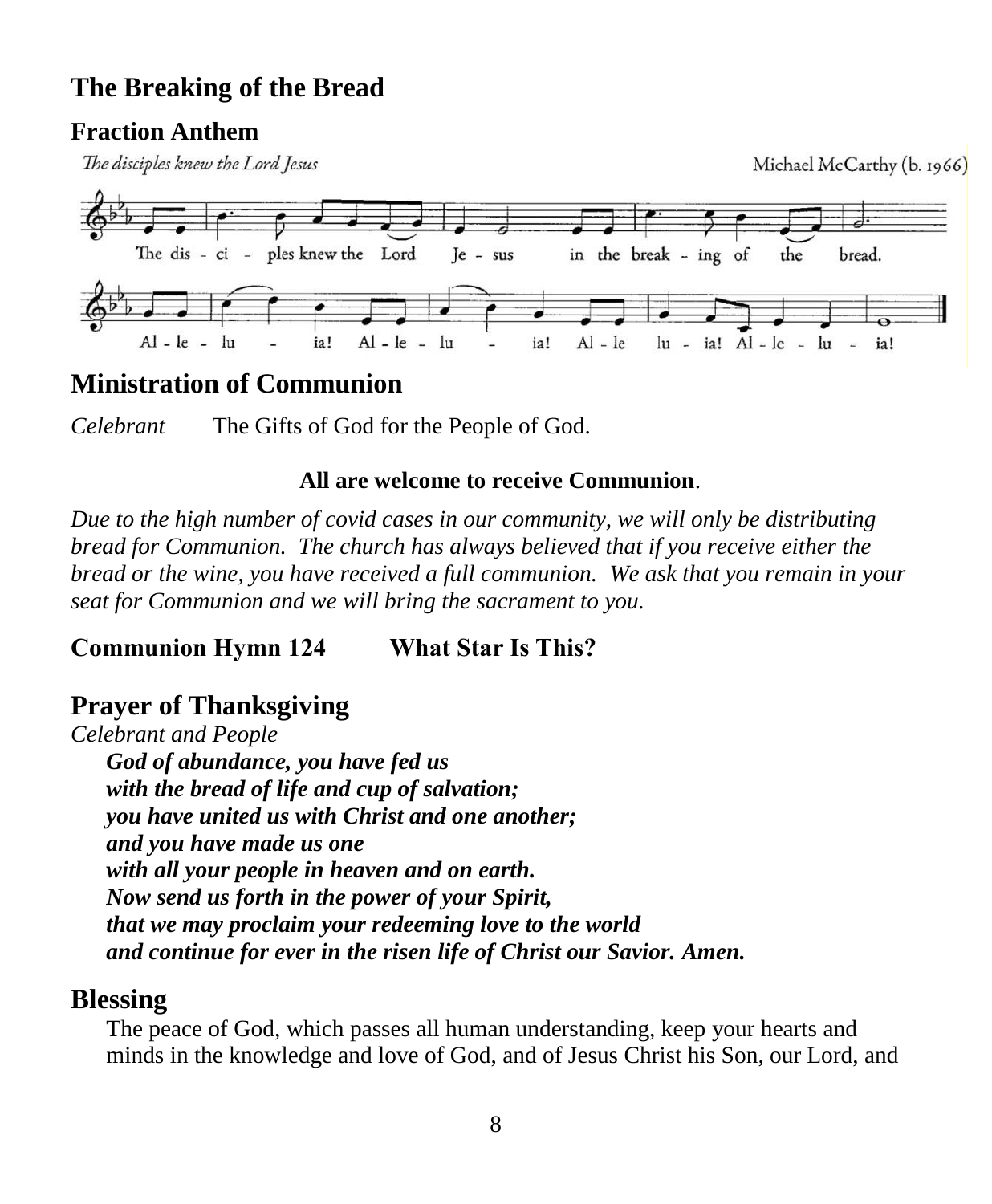## The Breaking of the Bread

### Fraction Anthem

*The disciples knew the Lord Jesus* Michael McCarthy (b. 1966)

The dis - ci - ples knew the Lord Je - sus in the break - ing of the bread.

Al - le - lu - ia! Al - le - lu - ia! Al - le lu - ia! Al - le - lu - ia!

## Ministration of Communion

*Celebrant* The Gifts of God for the People of God.

**All are welcome to receive Communion**.

*Due to the high number of covid cases in our community, we will only be distributing bread for Communion. The church has always believed that if you receive either the bread or the wine, you have received a full communion. We ask that you remain in your seat for Communion and we will bring the sacrament to you.*

**Communion Hymn 124 What Star Is This?**

## Prayer of Thanksgiving

*Celebrant and People*

***God of abundance, you have fed us***
***with the bread of life and cup of salvation;***
***you have united us with Christ and one another;***
***and you have made us one***
***with all your people in heaven and on earth.***
***Now send us forth in the power of your Spirit,***
***that we may proclaim your redeeming love to the world***
***and continue for ever in the risen life of Christ our Savior. Amen.***

## Blessing

The peace of God, which passes all human understanding, keep your hearts and minds in the knowledge and love of God, and of Jesus Christ his Son, our Lord, and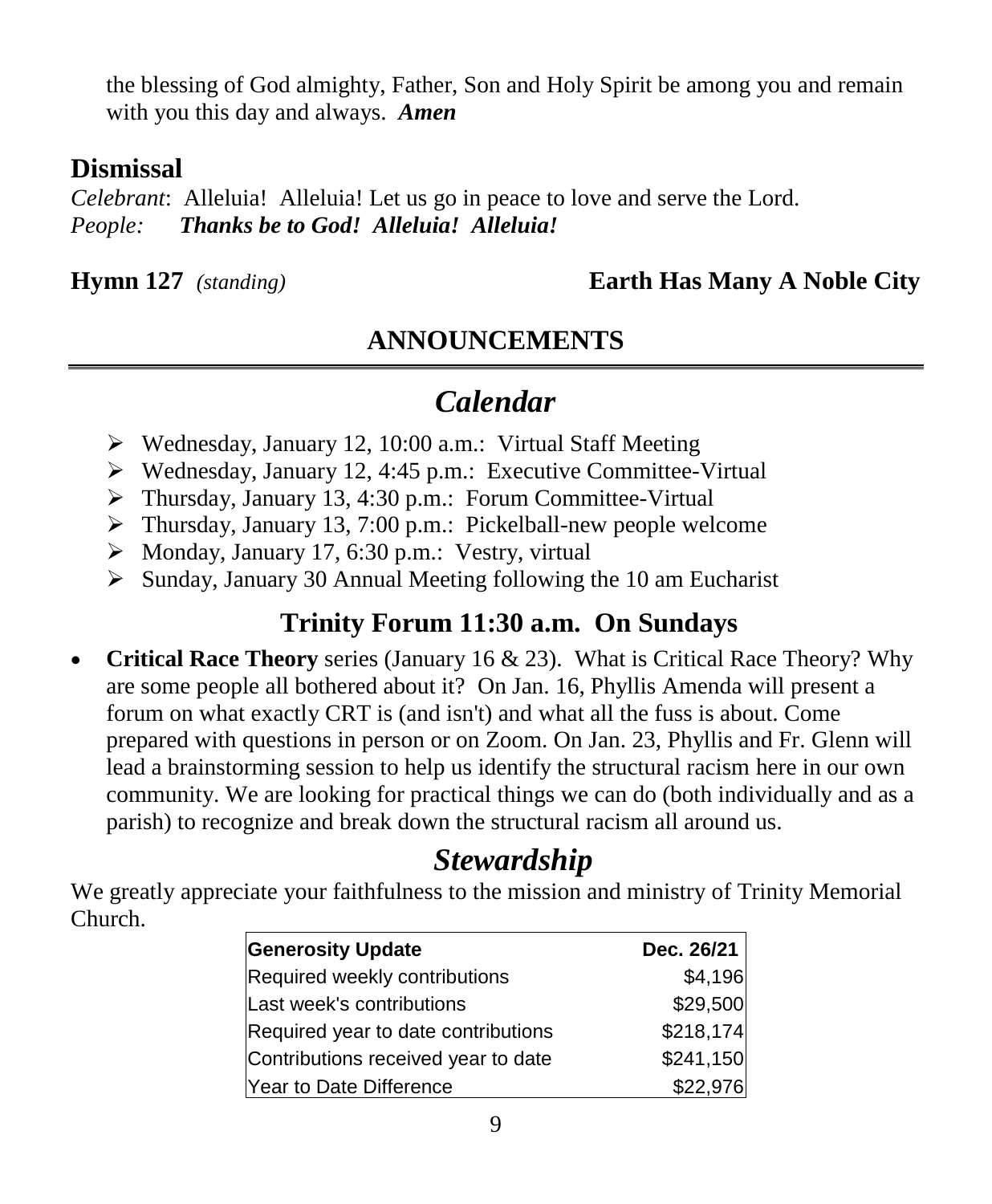the blessing of God almighty, Father, Son and Holy Spirit be among you and remain with you this day and always. ***Amen***

## Dismissal

*Celebrant*: Alleluia! Alleluia! Let us go in peace to love and serve the Lord.
*People*: ***Thanks be to God! Alleluia! Alleluia!***

**Hymn 127** *(standing)* **Earth Has Many A Noble City**

## ANNOUNCEMENTS

## *Calendar*

- Wednesday, January 12, 10:00 a.m.: Virtual Staff Meeting
- Wednesday, January 12, 4:45 p.m.: Executive Committee-Virtual
- Thursday, January 13, 4:30 p.m.: Forum Committee-Virtual
- Thursday, January 13, 7:00 p.m.: Pickelball-new people welcome
- Monday, January 17, 6:30 p.m.: Vestry, virtual
- Sunday, January 30 Annual Meeting following the 10 am Eucharist

## Trinity Forum 11:30 a.m. On Sundays

- **Critical Race Theory** series (January 16 & 23). What is Critical Race Theory? Why are some people all bothered about it? On Jan. 16, Phyllis Amenda will present a forum on what exactly CRT is (and isn't) and what all the fuss is about. Come prepared with questions in person or on Zoom. On Jan. 23, Phyllis and Fr. Glenn will lead a brainstorming session to help us identify the structural racism here in our own community. We are looking for practical things we can do (both individually and as a parish) to recognize and break down the structural racism all around us.

## *Stewardship*

We greatly appreciate your faithfulness to the mission and ministry of Trinity Memorial Church.

| Generosity Update | Dec. 26/21 |
|---|---|
| Required weekly contributions | $4,196 |
| Last week's contributions | $29,500 |
| Required year to date contributions | $218,174 |
| Contributions received year to date | $241,150 |
| Year to Date Difference | $22,976 |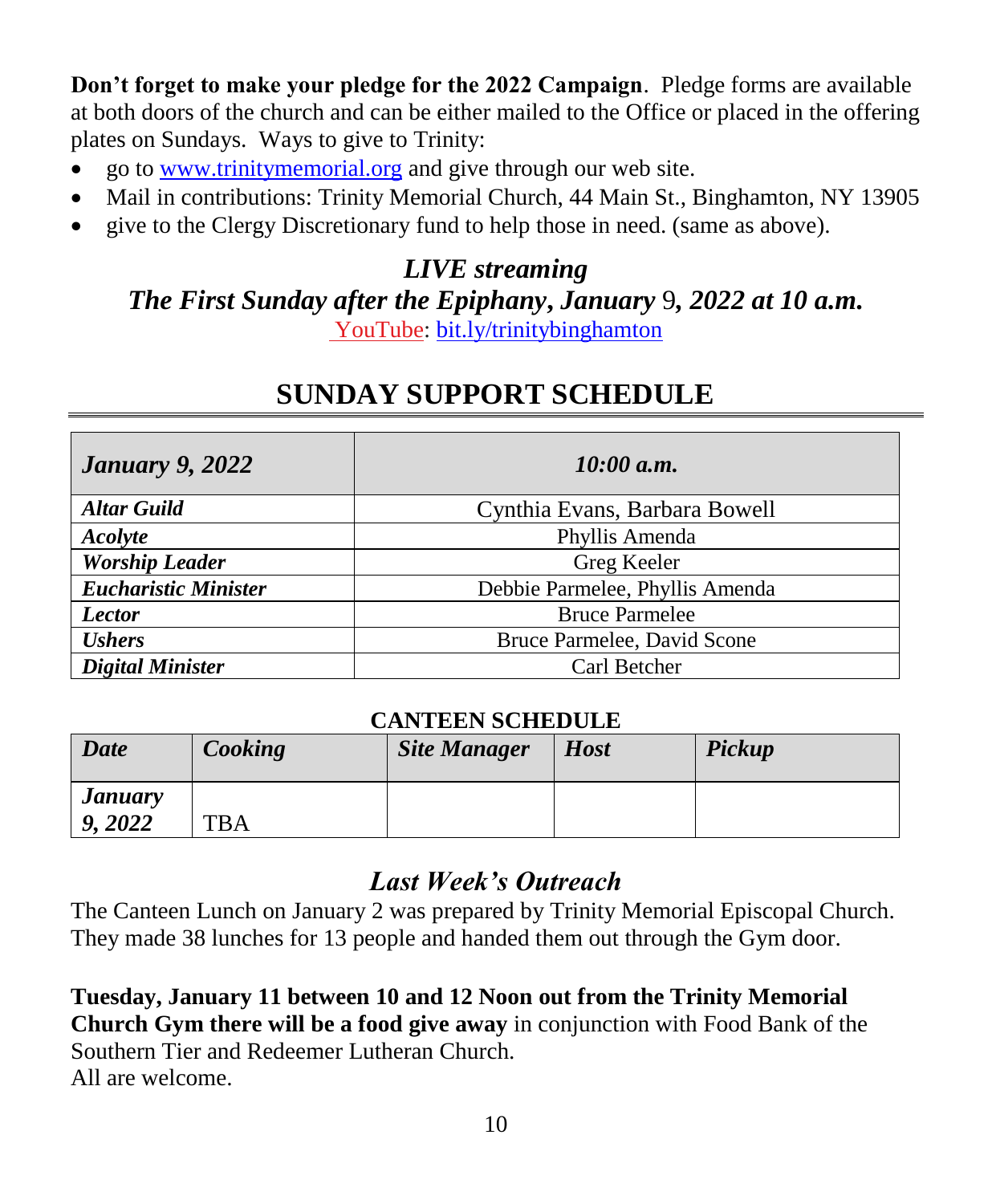**Don't forget to make your pledge for the 2022 Campaign**. Pledge forms are available at both doors of the church and can be either mailed to the Office or placed in the offering plates on Sundays. Ways to give to Trinity:

- go to [www.trinitymemorial.org](http://www.trinitymemorial.org) and give through our web site.
- Mail in contributions: Trinity Memorial Church, 44 Main St., Binghamton, NY 13905
- give to the Clergy Discretionary fund to help those in need. (same as above).

### *LIVE streaming*
### *The First Sunday after the Epiphany, January 9, 2022 at 10 a.m.*

YouTube: [bit.ly/trinitybinghamton](http://bit.ly/trinitybinghamton)

## SUNDAY SUPPORT SCHEDULE

| *January 9, 2022* | *10:00 a.m.* |
|---|---|
| ***Altar Guild*** | Cynthia Evans, Barbara Bowell |
| ***Acolyte*** | Phyllis Amenda |
| ***Worship Leader*** | Greg Keeler |
| ***Eucharistic Minister*** | Debbie Parmelee, Phyllis Amenda |
| ***Lector*** | Bruce Parmelee |
| ***Ushers*** | Bruce Parmelee, David Scone |
| ***Digital Minister*** | Carl Betcher |

**CANTEEN SCHEDULE**

| *Date* | *Cooking* | *Site Manager* | *Host* | *Pickup* |
|---|---|---|---|---|
| ***January 9, 2022*** | TBA | | | |

## *Last Week's Outreach*

The Canteen Lunch on January 2 was prepared by Trinity Memorial Episcopal Church. They made 38 lunches for 13 people and handed them out through the Gym door.

**Tuesday, January 11 between 10 and 12 Noon out from the Trinity Memorial Church Gym there will be a food give away** in conjunction with Food Bank of the Southern Tier and Redeemer Lutheran Church.
All are welcome.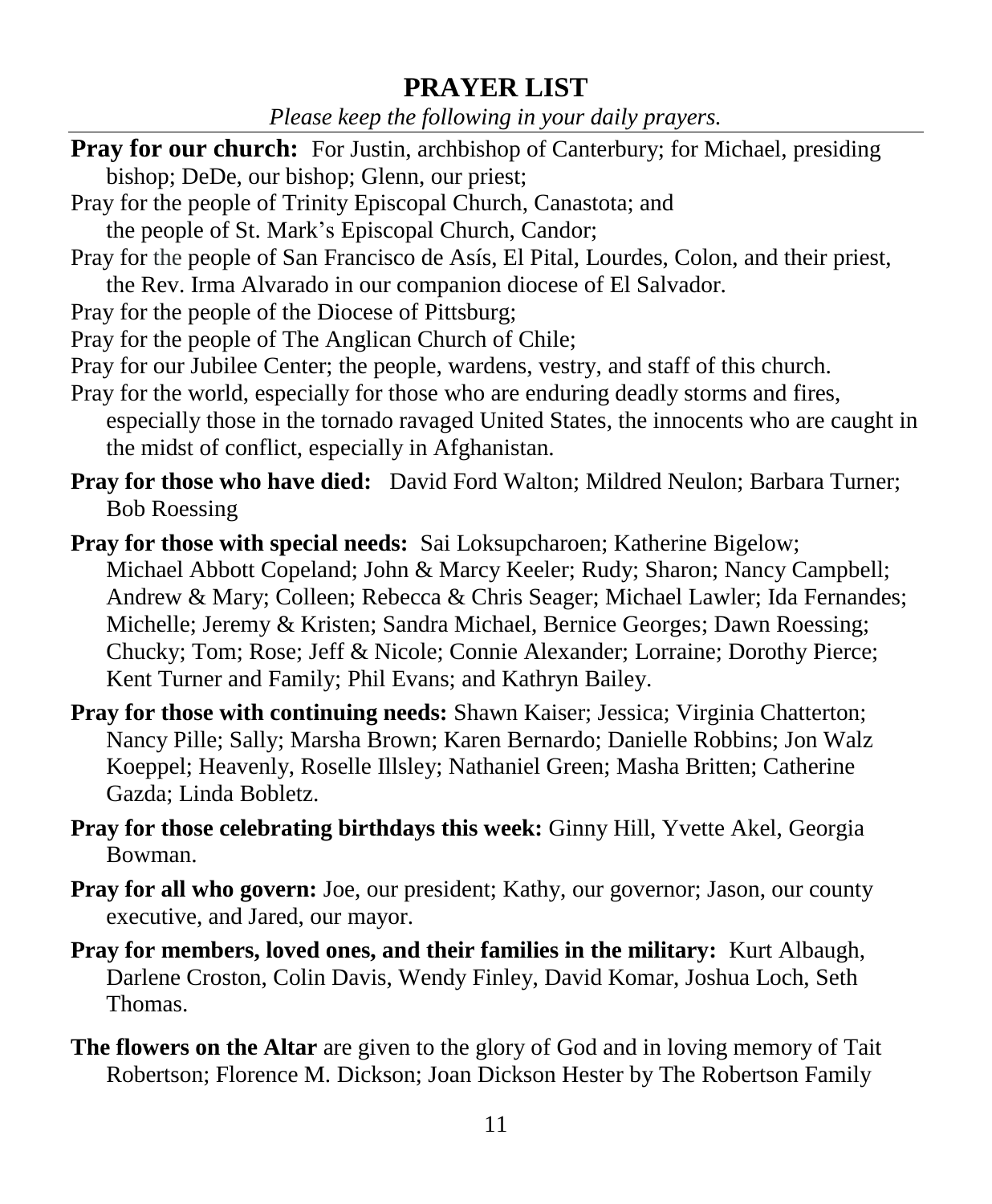# PRAYER LIST

*Please keep the following in your daily prayers.*

---

**Pray for our church:** For Justin, archbishop of Canterbury; for Michael, presiding bishop; DeDe, our bishop; Glenn, our priest;

Pray for the people of Trinity Episcopal Church, Canastota; and the people of St. Mark's Episcopal Church, Candor;

Pray for the people of San Francisco de Asís, El Pital, Lourdes, Colon, and their priest, the Rev. Irma Alvarado in our companion diocese of El Salvador.

Pray for the people of the Diocese of Pittsburg;

Pray for the people of The Anglican Church of Chile;

Pray for our Jubilee Center; the people, wardens, vestry, and staff of this church.

Pray for the world, especially for those who are enduring deadly storms and fires, especially those in the tornado ravaged United States, the innocents who are caught in the midst of conflict, especially in Afghanistan.

**Pray for those who have died:** David Ford Walton; Mildred Neulon; Barbara Turner; Bob Roessing

**Pray for those with special needs:** Sai Loksupcharoen; Katherine Bigelow; Michael Abbott Copeland; John & Marcy Keeler; Rudy; Sharon; Nancy Campbell; Andrew & Mary; Colleen; Rebecca & Chris Seager; Michael Lawler; Ida Fernandes; Michelle; Jeremy & Kristen; Sandra Michael, Bernice Georges; Dawn Roessing; Chucky; Tom; Rose; Jeff & Nicole; Connie Alexander; Lorraine; Dorothy Pierce; Kent Turner and Family; Phil Evans; and Kathryn Bailey.

**Pray for those with continuing needs:** Shawn Kaiser; Jessica; Virginia Chatterton; Nancy Pille; Sally; Marsha Brown; Karen Bernardo; Danielle Robbins; Jon Walz Koeppel; Heavenly, Roselle Illsley; Nathaniel Green; Masha Britten; Catherine Gazda; Linda Bobletz.

**Pray for those celebrating birthdays this week:** Ginny Hill, Yvette Akel, Georgia Bowman.

**Pray for all who govern:** Joe, our president; Kathy, our governor; Jason, our county executive, and Jared, our mayor.

**Pray for members, loved ones, and their families in the military:** Kurt Albaugh, Darlene Croston, Colin Davis, Wendy Finley, David Komar, Joshua Loch, Seth Thomas.

**The flowers on the Altar** are given to the glory of God and in loving memory of Tait Robertson; Florence M. Dickson; Joan Dickson Hester by The Robertson Family